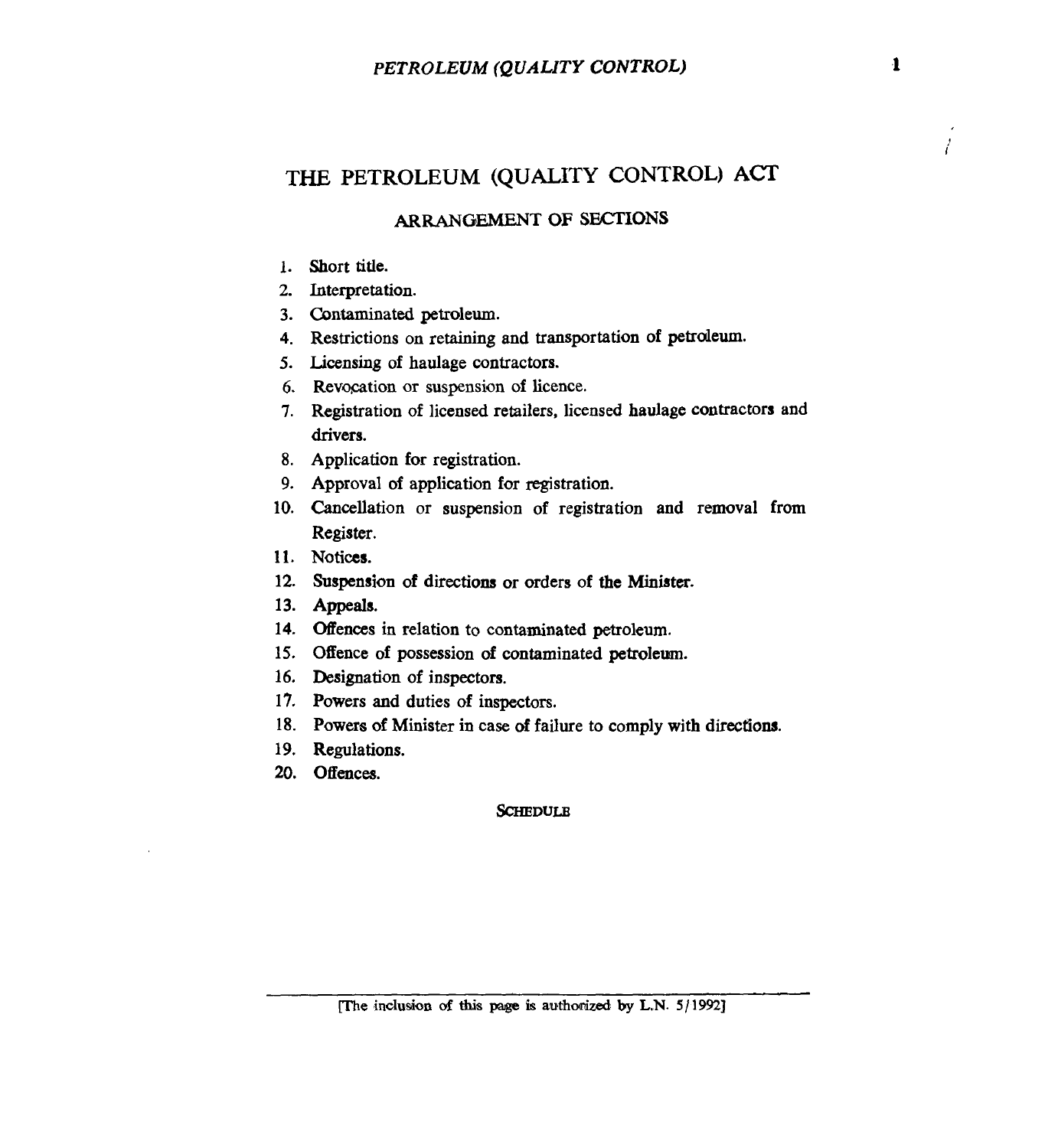# THE PETROLEUM (QUALITY CONTROL) ACT

## ARRANGEMENT OF SECTIONS

1. Short title.
2. Interpretation.
3. Contaminated petroleum.
4. Restrictions on retaining and transportation of petroleum.
5. Licensing of haulage contractors.
6. Revocation or suspension of licence.
7. Registration of licensed retailers, licensed haulage contractors and drivers.
8. Application for registration.
9. Approval of application for registration.
10. Cancellation or suspension of registration and removal from Register.
11. Notices.
12. Suspension of directions or orders of the Minister.
13. Appeals.
14. Offences in relation to contaminated petroleum.
15. Offence of possession of contaminated petroleum.
16. Designation of inspectors.
17. Powers and duties of inspectors.
18. Powers of Minister in case of failure to comply with directions.
19. Regulations.
20. Offences.

SCHEDULE

[The inclusion of this page is authorized by L.N. 5/1992]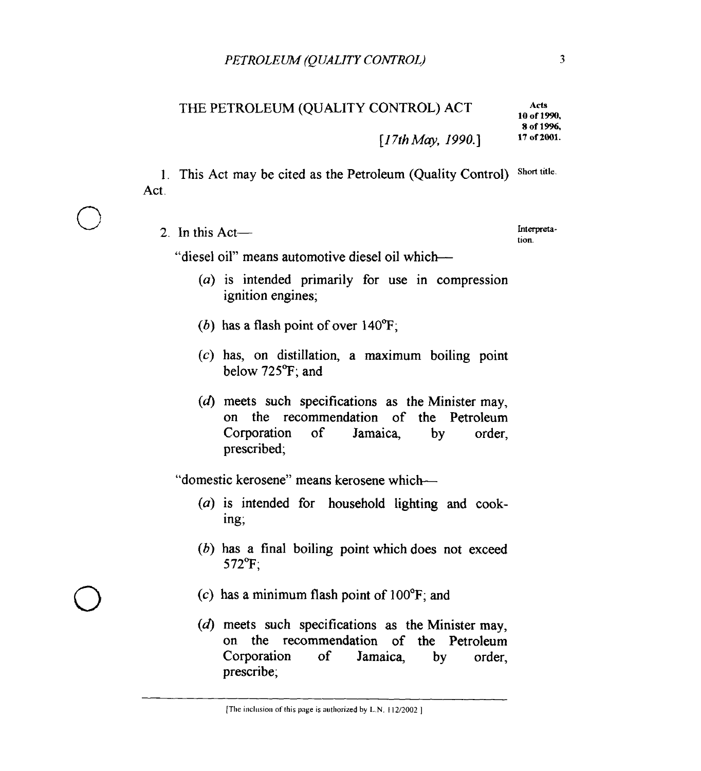# THE PETROLEUM (QUALITY CONTROL) ACT

Acts 10 of 1990, 8 of 1996, 17 of 2001.

*[17th May, 1990.]*

1. This Act may be cited as the Petroleum (Quality Control) Act. — Short title.

2. In this Act— — Interpretation.

"diesel oil" means automotive diesel oil which—

(*a*) is intended primarily for use in compression ignition engines;

(*b*) has a flash point of over 140°F;

(*c*) has, on distillation, a maximum boiling point below 725°F; and

(*d*) meets such specifications as the Minister may, on the recommendation of the Petroleum Corporation of Jamaica, by order, prescribed;

"domestic kerosene" means kerosene which—

(*a*) is intended for household lighting and cooking;

(*b*) has a final boiling point which does not exceed 572°F;

(*c*) has a minimum flash point of 100°F; and

(*d*) meets such specifications as the Minister may, on the recommendation of the Petroleum Corporation of Jamaica, by order, prescribe;

[The inclusion of this page is authorized by L.N. 112/2002]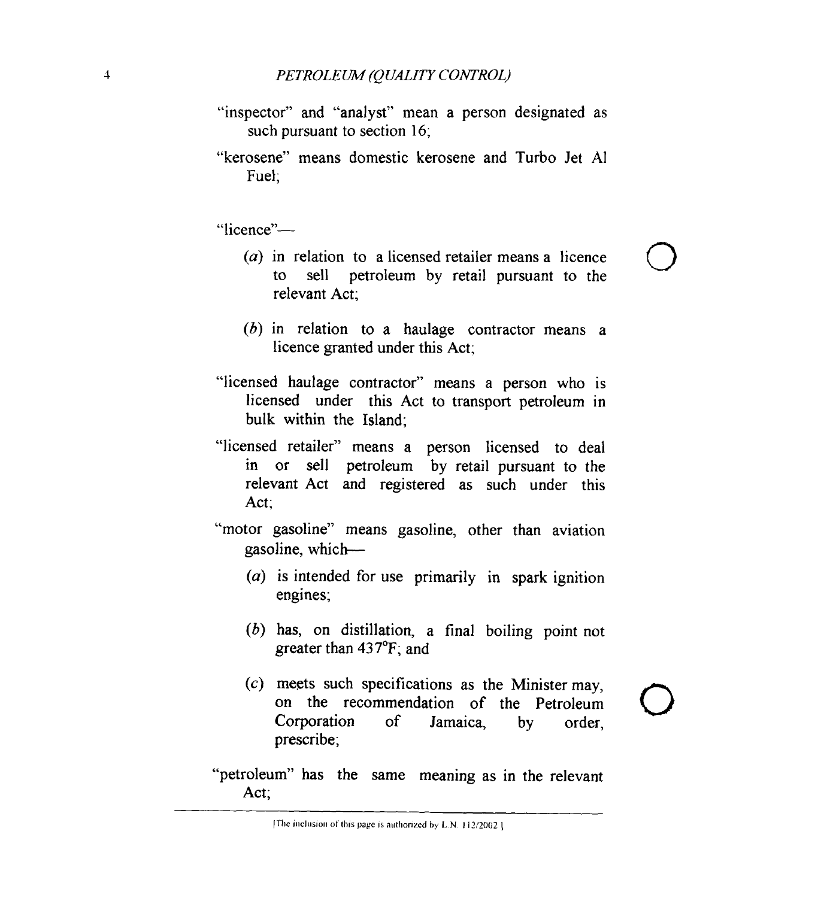"inspector" and "analyst" mean a person designated as such pursuant to section 16;

"kerosene" means domestic kerosene and Turbo Jet Al Fuel;

"licence"—

(*a*) in relation to a licensed retailer means a licence to sell petroleum by retail pursuant to the relevant Act;

(*b*) in relation to a haulage contractor means a licence granted under this Act;

"licensed haulage contractor" means a person who is licensed under this Act to transport petroleum in bulk within the Island;

"licensed retailer" means a person licensed to deal in or sell petroleum by retail pursuant to the relevant Act and registered as such under this Act;

"motor gasoline" means gasoline, other than aviation gasoline, which—

(*a*) is intended for use primarily in spark ignition engines;

(*b*) has, on distillation, a final boiling point not greater than 437°F; and

(*c*) meets such specifications as the Minister may, on the recommendation of the Petroleum Corporation of Jamaica, by order, prescribe;

"petroleum" has the same meaning as in the relevant Act;

[The inclusion of this page is authorized by L.N. 112/2002]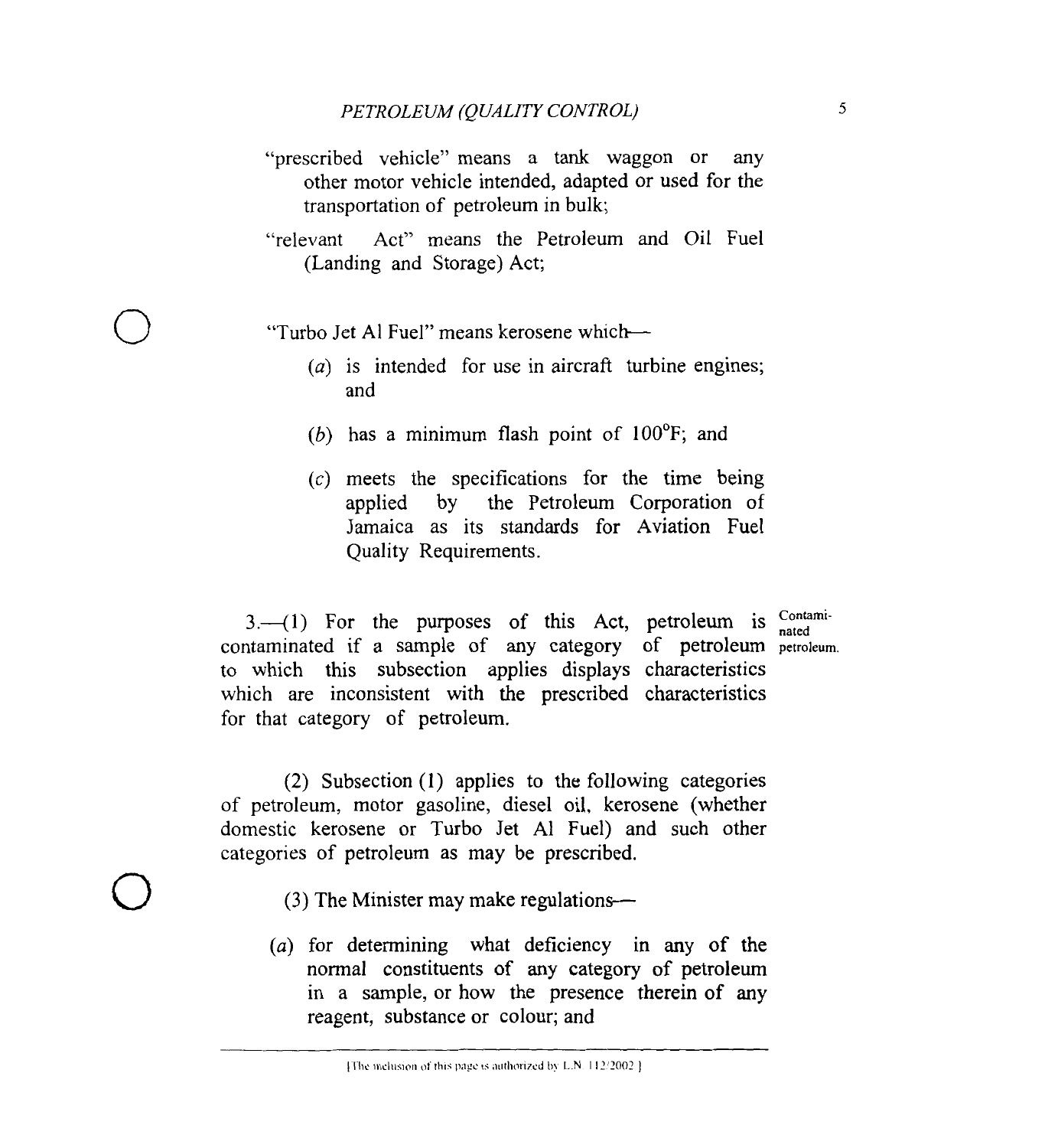"prescribed vehicle" means a tank waggon or any other motor vehicle intended, adapted or used for the transportation of petroleum in bulk;

"relevant Act" means the Petroleum and Oil Fuel (Landing and Storage) Act;

"Turbo Jet Al Fuel" means kerosene which—

(*a*) is intended for use in aircraft turbine engines; and

(*b*) has a minimum flash point of 100°F; and

(*c*) meets the specifications for the time being applied by the Petroleum Corporation of Jamaica as its standards for Aviation Fuel Quality Requirements.

Contaminated petroleum.

3.—(1) For the purposes of this Act, petroleum is contaminated if a sample of any category of petroleum to which this subsection applies displays characteristics which are inconsistent with the prescribed characteristics for that category of petroleum.

(2) Subsection (1) applies to the following categories of petroleum, motor gasoline, diesel oil, kerosene (whether domestic kerosene or Turbo Jet Al Fuel) and such other categories of petroleum as may be prescribed.

(3) The Minister may make regulations—

(*a*) for determining what deficiency in any of the normal constituents of any category of petroleum in a sample, or how the presence therein of any reagent, substance or colour; and

[The inclusion of this page is authorized by L.N. 112/2002.]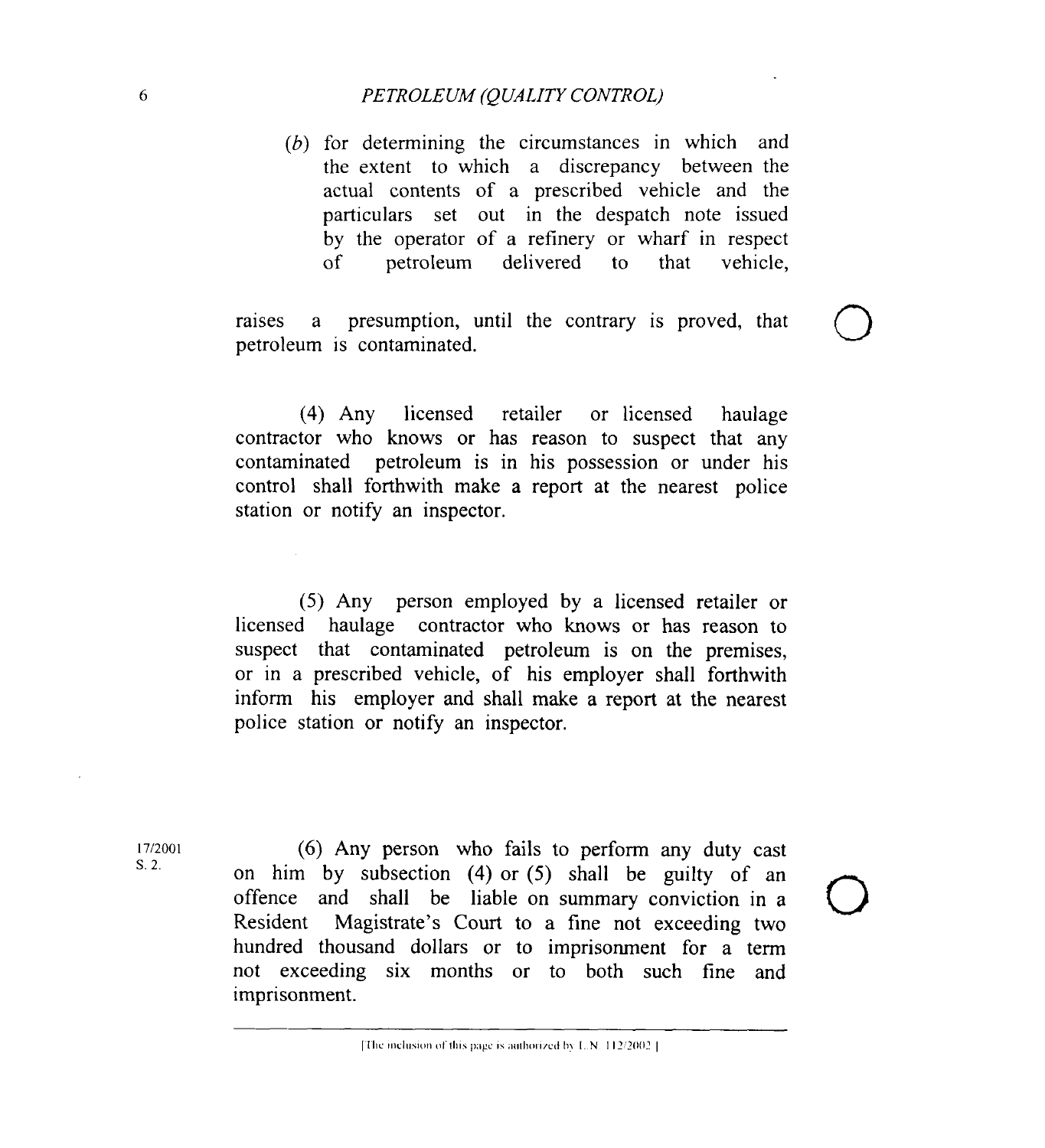(*b*) for determining the circumstances in which and the extent to which a discrepancy between the actual contents of a prescribed vehicle and the particulars set out in the despatch note issued by the operator of a refinery or wharf in respect of petroleum delivered to that vehicle,

raises a presumption, until the contrary is proved, that petroleum is contaminated.

(4) Any licensed retailer or licensed haulage contractor who knows or has reason to suspect that any contaminated petroleum is in his possession or under his control shall forthwith make a report at the nearest police station or notify an inspector.

(5) Any person employed by a licensed retailer or licensed haulage contractor who knows or has reason to suspect that contaminated petroleum is on the premises, or in a prescribed vehicle, of his employer shall forthwith inform his employer and shall make a report at the nearest police station or notify an inspector.

17/2001
S. 2.

(6) Any person who fails to perform any duty cast on him by subsection (4) or (5) shall be guilty of an offence and shall be liable on summary conviction in a Resident Magistrate's Court to a fine not exceeding two hundred thousand dollars or to imprisonment for a term not exceeding six months or to both such fine and imprisonment.

[The inclusion of this page is authorized by L.N. 112/2002]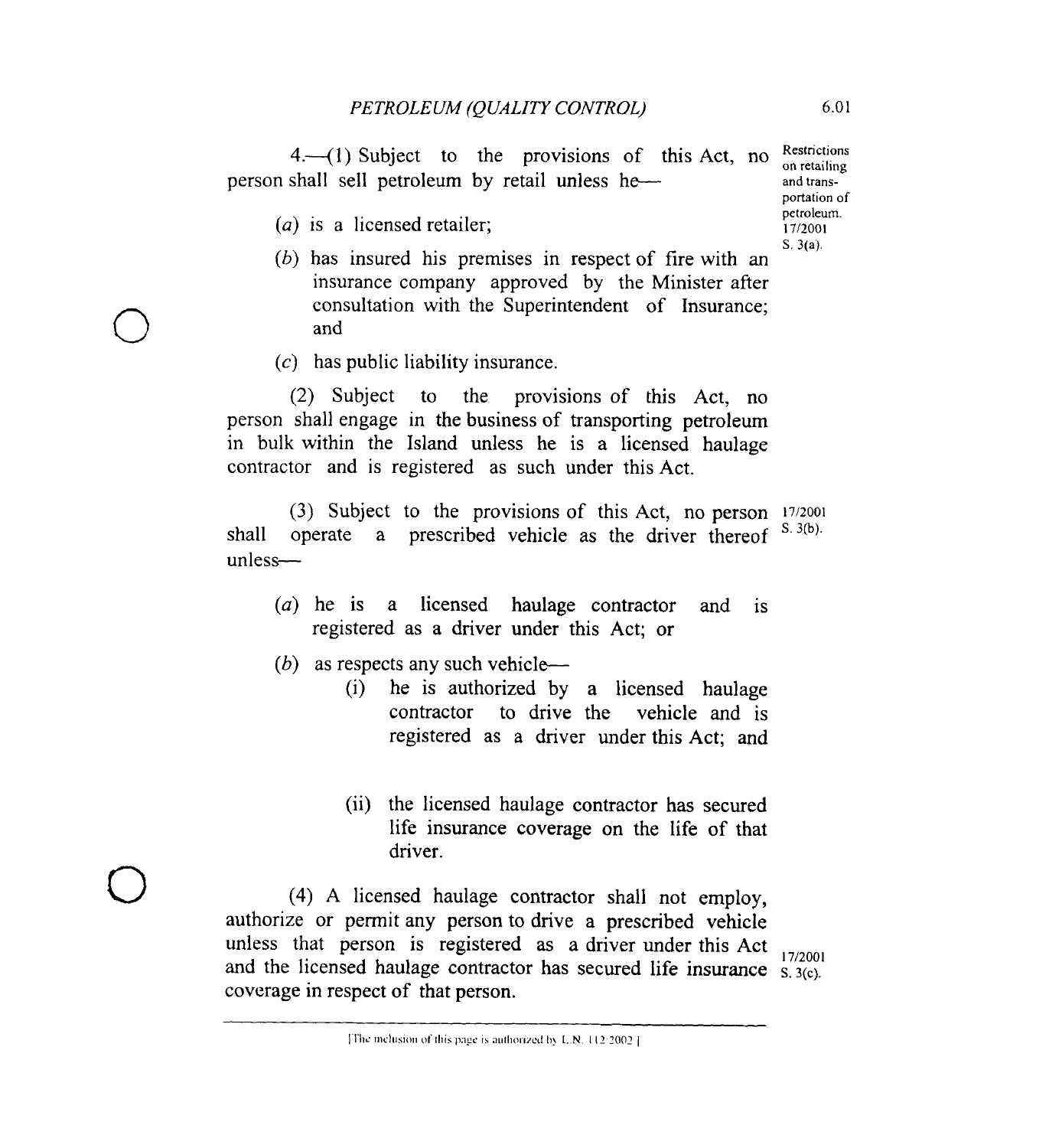4.—(1) Subject to the provisions of this Act, no person shall sell petroleum by retail unless he—

Restrictions on retailing and transportation of petroleum. 17/2001 S. 3(a).

(*a*) is a licensed retailer;

(*b*) has insured his premises in respect of fire with an insurance company approved by the Minister after consultation with the Superintendent of Insurance; and

(*c*) has public liability insurance.

(2) Subject to the provisions of this Act, no person shall engage in the business of transporting petroleum in bulk within the Island unless he is a licensed haulage contractor and is registered as such under this Act.

(3) Subject to the provisions of this Act, no person shall operate a prescribed vehicle as the driver thereof unless—

17/2001 S. 3(b).

(*a*) he is a licensed haulage contractor and is registered as a driver under this Act; or

(*b*) as respects any such vehicle—

(i) he is authorized by a licensed haulage contractor to drive the vehicle and is registered as a driver under this Act; and

(ii) the licensed haulage contractor has secured life insurance coverage on the life of that driver.

(4) A licensed haulage contractor shall not employ, authorize or permit any person to drive a prescribed vehicle unless that person is registered as a driver under this Act and the licensed haulage contractor has secured life insurance coverage in respect of that person.

17/2001 S. 3(c).

[The inclusion of this page is authorized by L.N. 112/2002]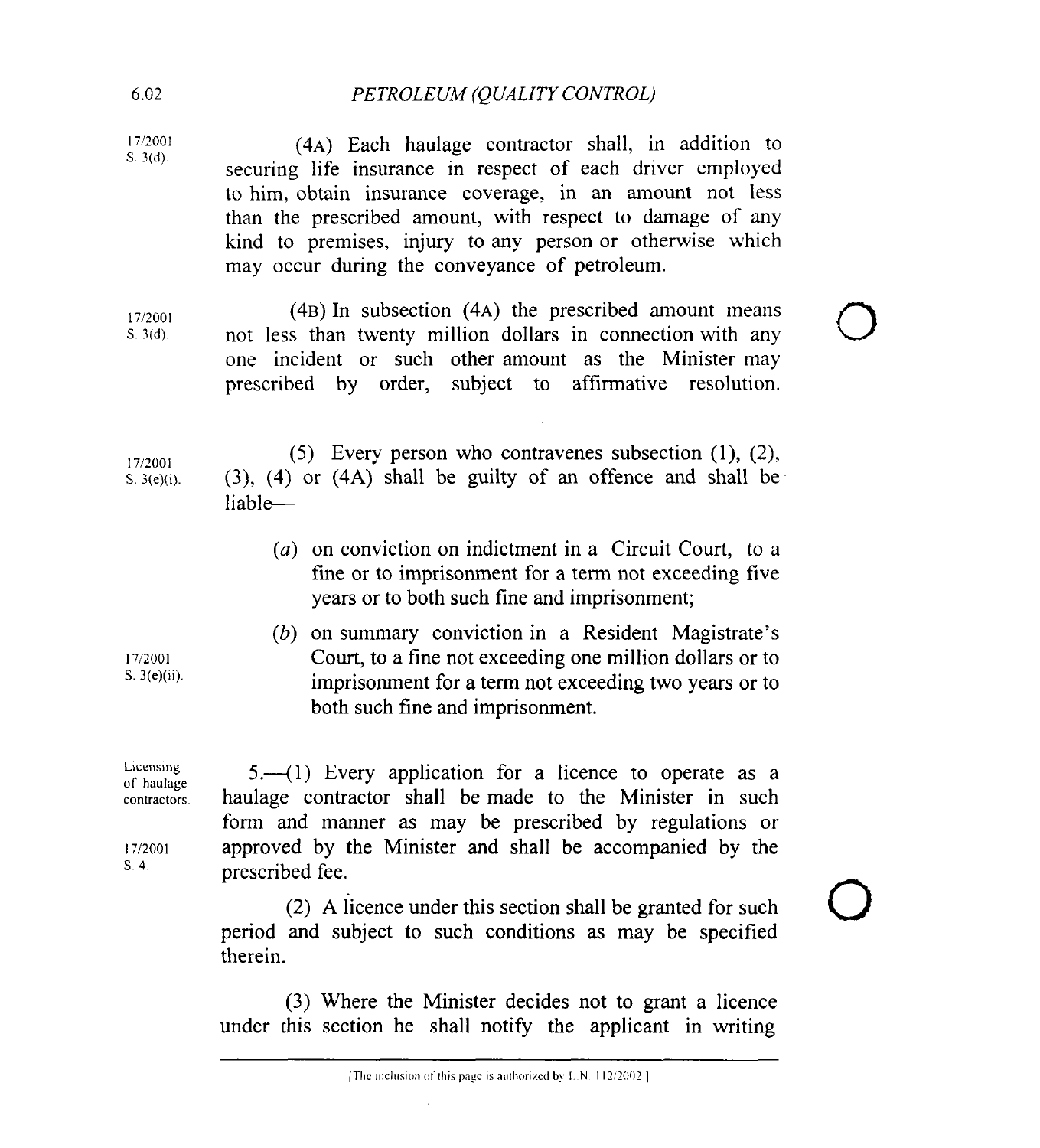17/2001 S. 3(d).

(4A) Each haulage contractor shall, in addition to securing life insurance in respect of each driver employed to him, obtain insurance coverage, in an amount not less than the prescribed amount, with respect to damage of any kind to premises, injury to any person or otherwise which may occur during the conveyance of petroleum.

17/2001 S. 3(d).

(4B) In subsection (4A) the prescribed amount means not less than twenty million dollars in connection with any one incident or such other amount as the Minister may prescribed by order, subject to affirmative resolution.

17/2001 S. 3(e)(i).

(5) Every person who contravenes subsection (1), (2), (3), (4) or (4A) shall be guilty of an offence and shall be liable—

(*a*) on conviction on indictment in a Circuit Court, to a fine or to imprisonment for a term not exceeding five years or to both such fine and imprisonment;

17/2001 S. 3(e)(ii).

(*b*) on summary conviction in a Resident Magistrate's Court, to a fine not exceeding one million dollars or to imprisonment for a term not exceeding two years or to both such fine and imprisonment.

Licensing of haulage contractors.

17/2001 S. 4.

5.—(1) Every application for a licence to operate as a haulage contractor shall be made to the Minister in such form and manner as may be prescribed by regulations or approved by the Minister and shall be accompanied by the prescribed fee.

(2) A licence under this section shall be granted for such period and subject to such conditions as may be specified therein.

(3) Where the Minister decides not to grant a licence under this section he shall notify the applicant in writing

[The inclusion of this page is authorized by L.N. 112/2002]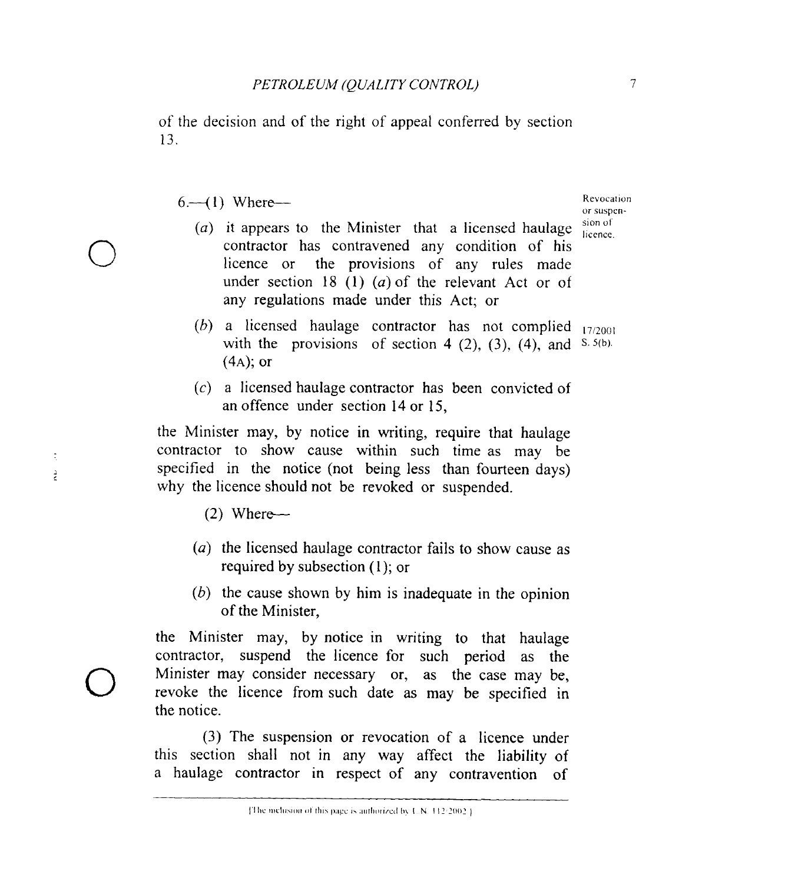of the decision and of the right of appeal conferred by section 13.

6.—(1) Where—

*Revocation or suspension of licence.*

(*a*) it appears to the Minister that a licensed haulage contractor has contravened any condition of his licence or the provisions of any rules made under section 18 (1) (*a*) of the relevant Act or of any regulations made under this Act; or

(*b*) a licensed haulage contractor has not complied with the provisions of section 4 (2), (3), (4), and (4A); or

*17/2001 S. 5(b).*

(*c*) a licensed haulage contractor has been convicted of an offence under section 14 or 15,

the Minister may, by notice in writing, require that haulage contractor to show cause within such time as may be specified in the notice (not being less than fourteen days) why the licence should not be revoked or suspended.

(2) Where—

(*a*) the licensed haulage contractor fails to show cause as required by subsection (1); or

(*b*) the cause shown by him is inadequate in the opinion of the Minister,

the Minister may, by notice in writing to that haulage contractor, suspend the licence for such period as the Minister may consider necessary or, as the case may be, revoke the licence from such date as may be specified in the notice.

(3) The suspension or revocation of a licence under this section shall not in any way affect the liability of a haulage contractor in respect of any contravention of

[The inclusion of this page is authorized by L.N. 112/2002]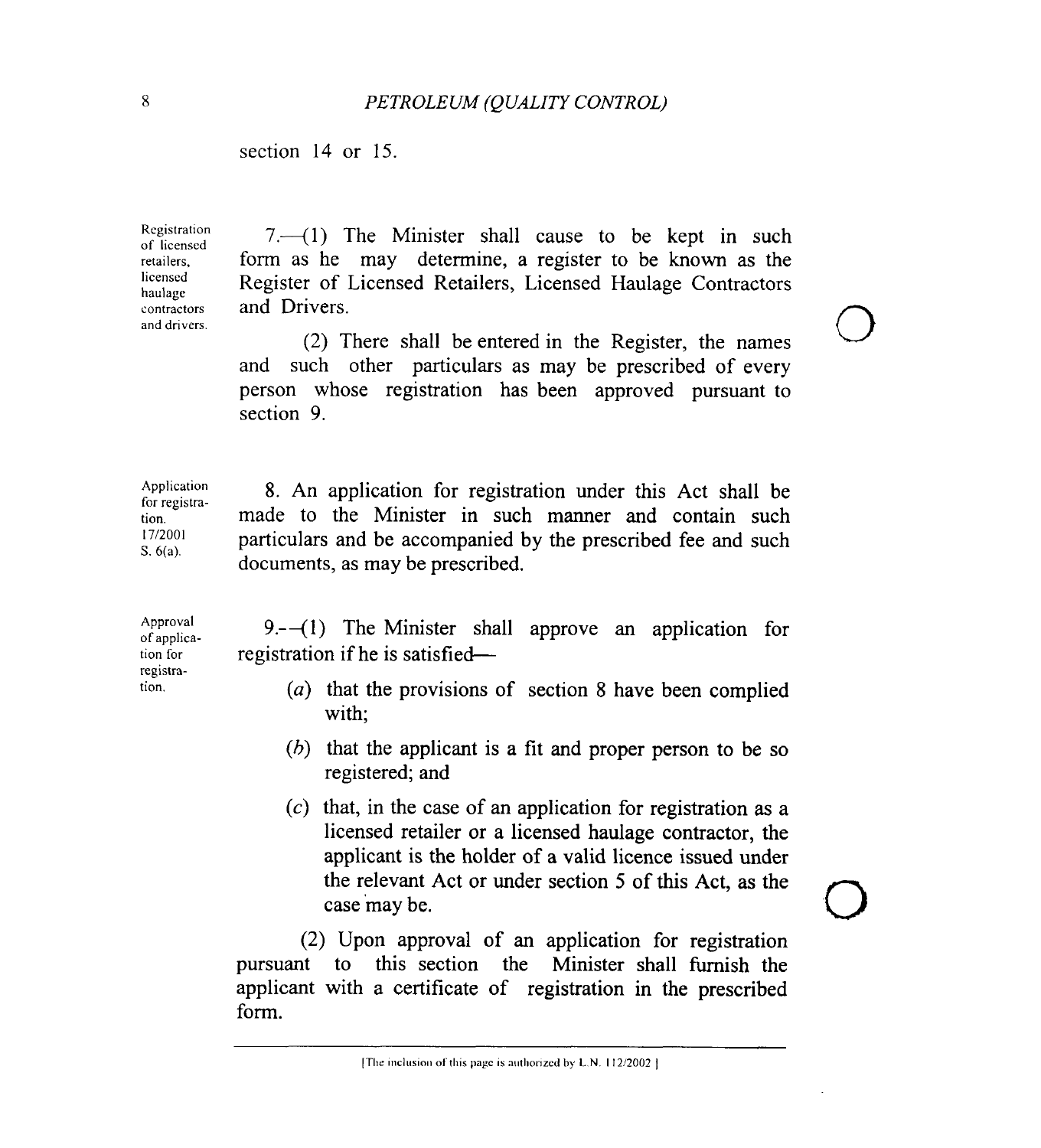section 14 or 15.

Registration of licensed retailers, licensed haulage contractors and drivers.

7.—(1) The Minister shall cause to be kept in such form as he may determine, a register to be known as the Register of Licensed Retailers, Licensed Haulage Contractors and Drivers.

(2) There shall be entered in the Register, the names and such other particulars as may be prescribed of every person whose registration has been approved pursuant to section 9.

Application for registration. 17/2001 S. 6(a).

8. An application for registration under this Act shall be made to the Minister in such manner and contain such particulars and be accompanied by the prescribed fee and such documents, as may be prescribed.

Approval of application for registration.

9.—(1) The Minister shall approve an application for registration if he is satisfied—

(*a*) that the provisions of section 8 have been complied with;

(*b*) that the applicant is a fit and proper person to be so registered; and

(*c*) that, in the case of an application for registration as a licensed retailer or a licensed haulage contractor, the applicant is the holder of a valid licence issued under the relevant Act or under section 5 of this Act, as the case may be.

(2) Upon approval of an application for registration pursuant to this section the Minister shall furnish the applicant with a certificate of registration in the prescribed form.

[The inclusion of this page is authorized by L.N. 112/2002]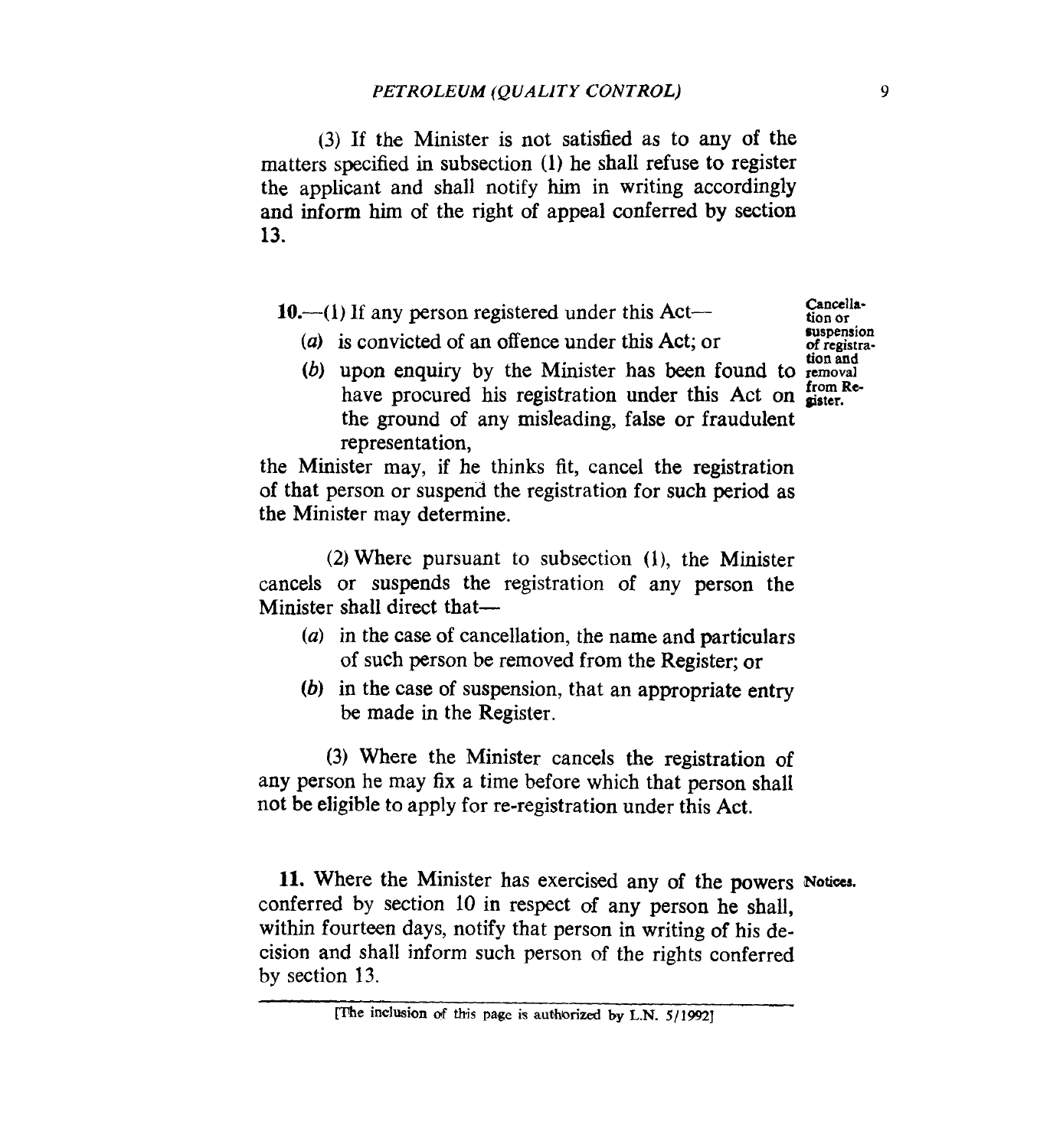(3) If the Minister is not satisfied as to any of the matters specified in subsection (1) he shall refuse to register the applicant and shall notify him in writing accordingly and inform him of the right of appeal conferred by section 13.

**Cancellation or suspension of registration and removal from Register.**

**10.**—(1) If any person registered under this Act—

(*a*) is convicted of an offence under this Act; or

(*b*) upon enquiry by the Minister has been found to have procured his registration under this Act on the ground of any misleading, false or fraudulent representation,

the Minister may, if he thinks fit, cancel the registration of that person or suspend the registration for such period as the Minister may determine.

(2) Where pursuant to subsection (1), the Minister cancels or suspends the registration of any person the Minister shall direct that—

(*a*) in the case of cancellation, the name and particulars of such person be removed from the Register; or

(*b*) in the case of suspension, that an appropriate entry be made in the Register.

(3) Where the Minister cancels the registration of any person he may fix a time before which that person shall not be eligible to apply for re-registration under this Act.

**Notices.**

**11.** Where the Minister has exercised any of the powers conferred by section 10 in respect of any person he shall, within fourteen days, notify that person in writing of his decision and shall inform such person of the rights conferred by section 13.

[The inclusion of this page is authorized by L.N. 5/1992]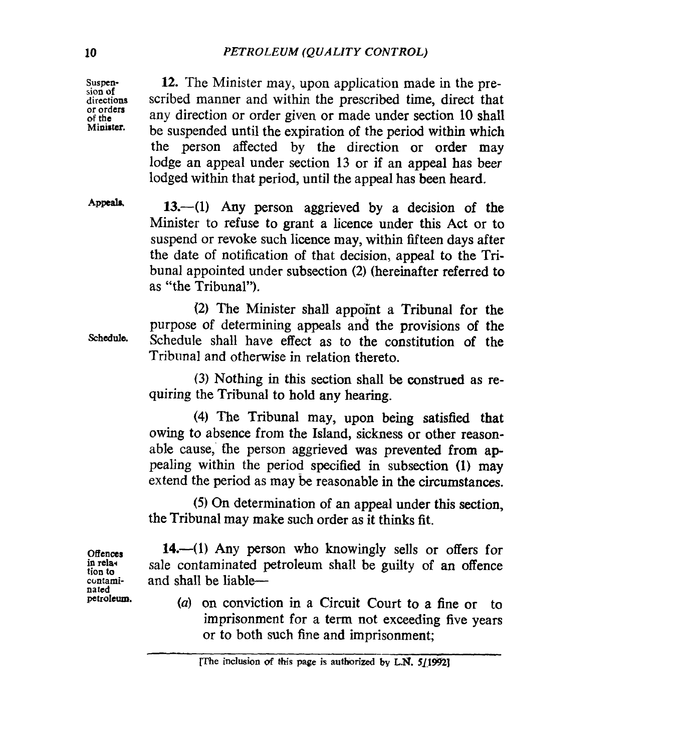Suspension of directions or orders of the Minister.

**12.** The Minister may, upon application made in the prescribed manner and within the prescribed time, direct that any direction or order given or made under section 10 shall be suspended until the expiration of the period within which the person affected by the direction or order may lodge an appeal under section 13 or if an appeal has beer lodged within that period, until the appeal has been heard.

Appeals.

**13.**—(1) Any person aggrieved by a decision of the Minister to refuse to grant a licence under this Act or to suspend or revoke such licence may, within fifteen days after the date of notification of that decision, appeal to the Tribunal appointed under subsection (2) (hereinafter referred to as "the Tribunal").

(2) The Minister shall appoint a Tribunal for the purpose of determining appeals and the provisions of the Schedule shall have effect as to the constitution of the Tribunal and otherwise in relation thereto.

Schedule.

(3) Nothing in this section shall be construed as requiring the Tribunal to hold any hearing.

(4) The Tribunal may, upon being satisfied that owing to absence from the Island, sickness or other reasonable cause, the person aggrieved was prevented from appealing within the period specified in subsection (1) may extend the period as may be reasonable in the circumstances.

(5) On determination of an appeal under this section, the Tribunal may make such order as it thinks fit.

Offences in relation to contaminated petroleum.

**14.**—(1) Any person who knowingly sells or offers for sale contaminated petroleum shall be guilty of an offence and shall be liable—

(*a*) on conviction in a Circuit Court to a fine or to imprisonment for a term not exceeding five years or to both such fine and imprisonment;

[The inclusion of this page is authorized by L.N. 5/1992]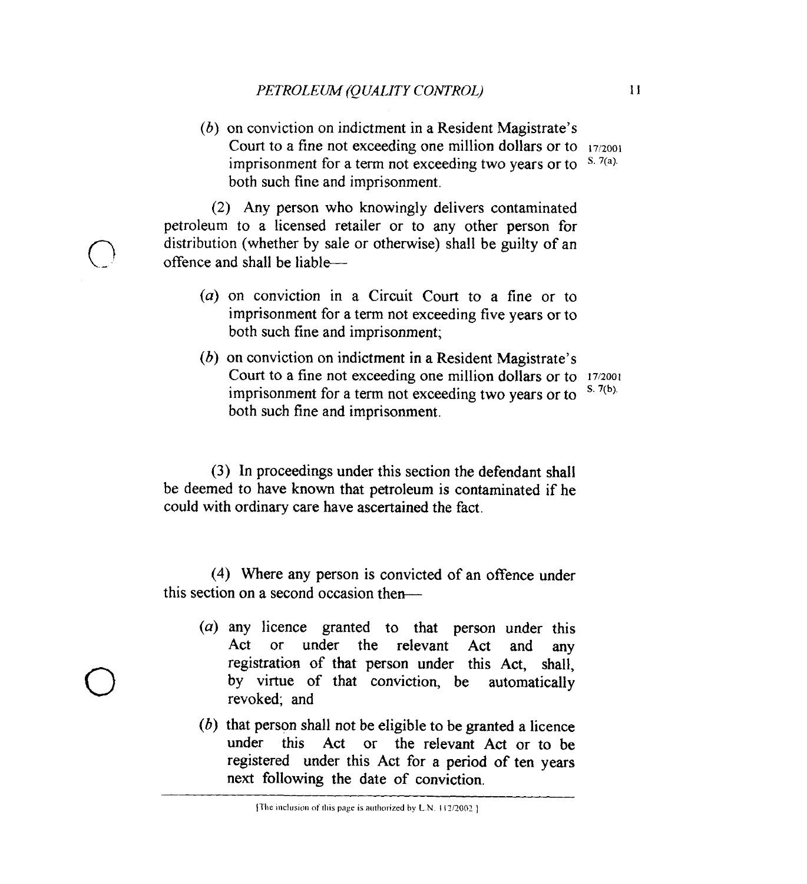(*b*) on conviction on indictment in a Resident Magistrate's Court to a fine not exceeding one million dollars or to imprisonment for a term not exceeding two years or to both such fine and imprisonment. 17/2001 S. 7(a).

(2) Any person who knowingly delivers contaminated petroleum to a licensed retailer or to any other person for distribution (whether by sale or otherwise) shall be guilty of an offence and shall be liable—

(*a*) on conviction in a Circuit Court to a fine or to imprisonment for a term not exceeding five years or to both such fine and imprisonment;

(*b*) on conviction on indictment in a Resident Magistrate's Court to a fine not exceeding one million dollars or to imprisonment for a term not exceeding two years or to both such fine and imprisonment. 17/2001 S. 7(b).

(3) In proceedings under this section the defendant shall be deemed to have known that petroleum is contaminated if he could with ordinary care have ascertained the fact.

(4) Where any person is convicted of an offence under this section on a second occasion then—

(*a*) any licence granted to that person under this Act or under the relevant Act and any registration of that person under this Act, shall, by virtue of that conviction, be automatically revoked; and

(*b*) that person shall not be eligible to be granted a licence under this Act or the relevant Act or to be registered under this Act for a period of ten years next following the date of conviction.

[The inclusion of this page is authorized by L.N. 112/2002]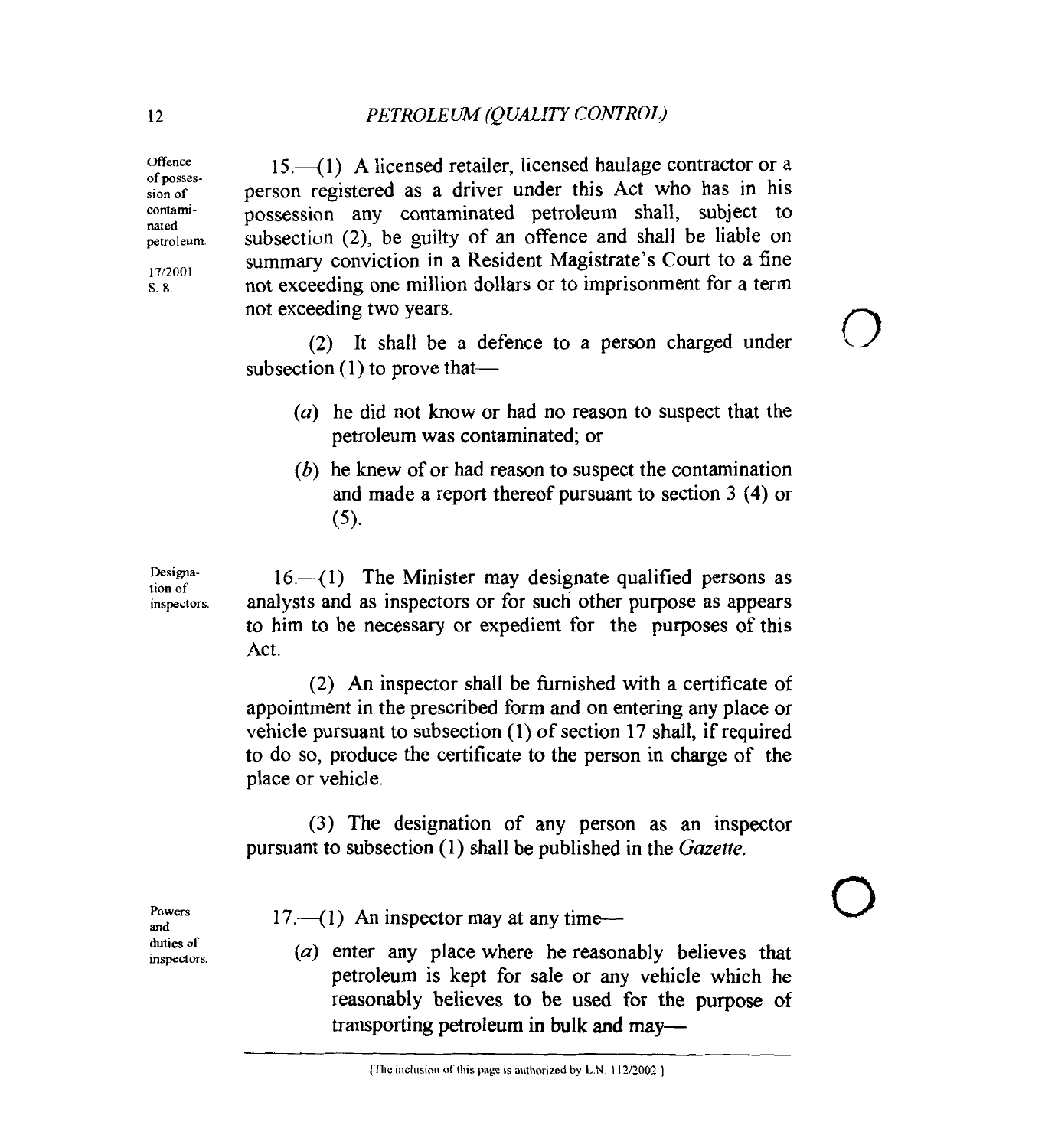Offence of possession of contaminated petroleum.
17/2001 S. 8.

15.—(1) A licensed retailer, licensed haulage contractor or a person registered as a driver under this Act who has in his possession any contaminated petroleum shall, subject to subsection (2), be guilty of an offence and shall be liable on summary conviction in a Resident Magistrate's Court to a fine not exceeding one million dollars or to imprisonment for a term not exceeding two years.

(2) It shall be a defence to a person charged under subsection (1) to prove that—

(*a*) he did not know or had no reason to suspect that the petroleum was contaminated; or

(*b*) he knew of or had reason to suspect the contamination and made a report thereof pursuant to section 3 (4) or (5).

Designation of inspectors.

16.—(1) The Minister may designate qualified persons as analysts and as inspectors or for such other purpose as appears to him to be necessary or expedient for the purposes of this Act.

(2) An inspector shall be furnished with a certificate of appointment in the prescribed form and on entering any place or vehicle pursuant to subsection (1) of section 17 shall, if required to do so, produce the certificate to the person in charge of the place or vehicle.

(3) The designation of any person as an inspector pursuant to subsection (1) shall be published in the *Gazette*.

Powers and duties of inspectors.

17.—(1) An inspector may at any time—

(*a*) enter any place where he reasonably believes that petroleum is kept for sale or any vehicle which he reasonably believes to be used for the purpose of transporting petroleum in bulk and may—

[The inclusion of this page is authorized by L.N. 112/2002]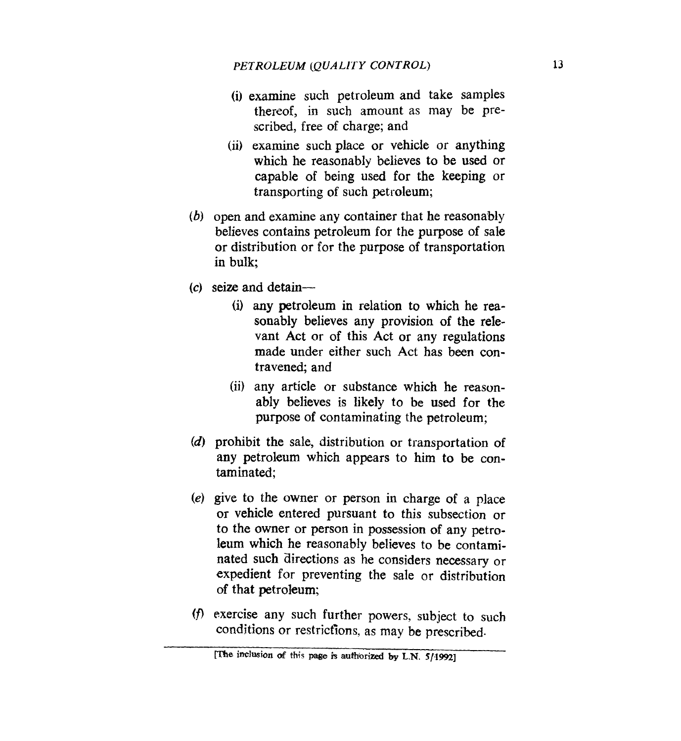(i) examine such petroleum and take samples thereof, in such amount as may be prescribed, free of charge; and

(ii) examine such place or vehicle or anything which he reasonably believes to be used or capable of being used for the keeping or transporting of such petroleum;

(*b*) open and examine any container that he reasonably believes contains petroleum for the purpose of sale or distribution or for the purpose of transportation in bulk;

(*c*) seize and detain—

(i) any petroleum in relation to which he reasonably believes any provision of the relevant Act or of this Act or any regulations made under either such Act has been contravened; and

(ii) any article or substance which he reasonably believes is likely to be used for the purpose of contaminating the petroleum;

(*d*) prohibit the sale, distribution or transportation of any petroleum which appears to him to be contaminated;

(*e*) give to the owner or person in charge of a place or vehicle entered pursuant to this subsection or to the owner or person in possession of any petroleum which he reasonably believes to be contaminated such directions as he considers necessary or expedient for preventing the sale or distribution of that petroleum;

(*f*) exercise any such further powers, subject to such conditions or restrictions, as may be prescribed.

[The inclusion of this page is authorized by L.N. 5/1992]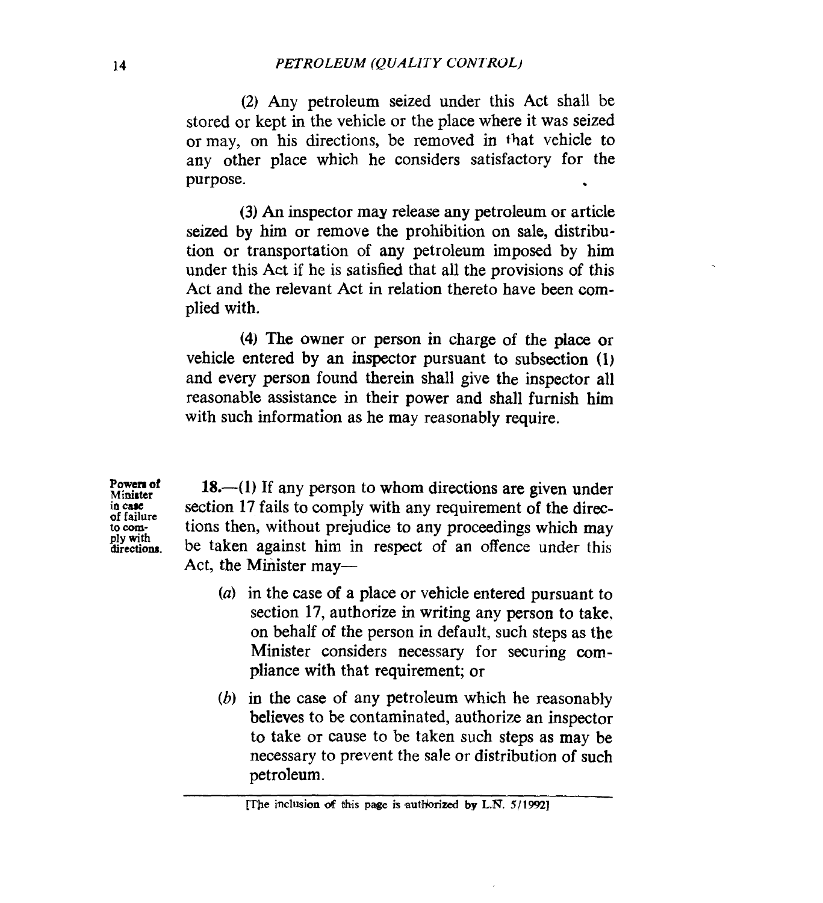(2) Any petroleum seized under this Act shall be stored or kept in the vehicle or the place where it was seized or may, on his directions, be removed in that vehicle to any other place which he considers satisfactory for the purpose.

(3) An inspector may release any petroleum or article seized by him or remove the prohibition on sale, distribution or transportation of any petroleum imposed by him under this Act if he is satisfied that all the provisions of this Act and the relevant Act in relation thereto have been complied with.

(4) The owner or person in charge of the place or vehicle entered by an inspector pursuant to subsection (1) and every person found therein shall give the inspector all reasonable assistance in their power and shall furnish him with such information as he may reasonably require.

**Powers of Minister in case of failure to comply with directions.**

18.—(1) If any person to whom directions are given under section 17 fails to comply with any requirement of the directions then, without prejudice to any proceedings which may be taken against him in respect of an offence under this Act, the Minister may—

(*a*) in the case of a place or vehicle entered pursuant to section 17, authorize in writing any person to take, on behalf of the person in default, such steps as the Minister considers necessary for securing compliance with that requirement; or

(*b*) in the case of any petroleum which he reasonably believes to be contaminated, authorize an inspector to take or cause to be taken such steps as may be necessary to prevent the sale or distribution of such petroleum.

[The inclusion of this page is authorized by L.N. 5/1992]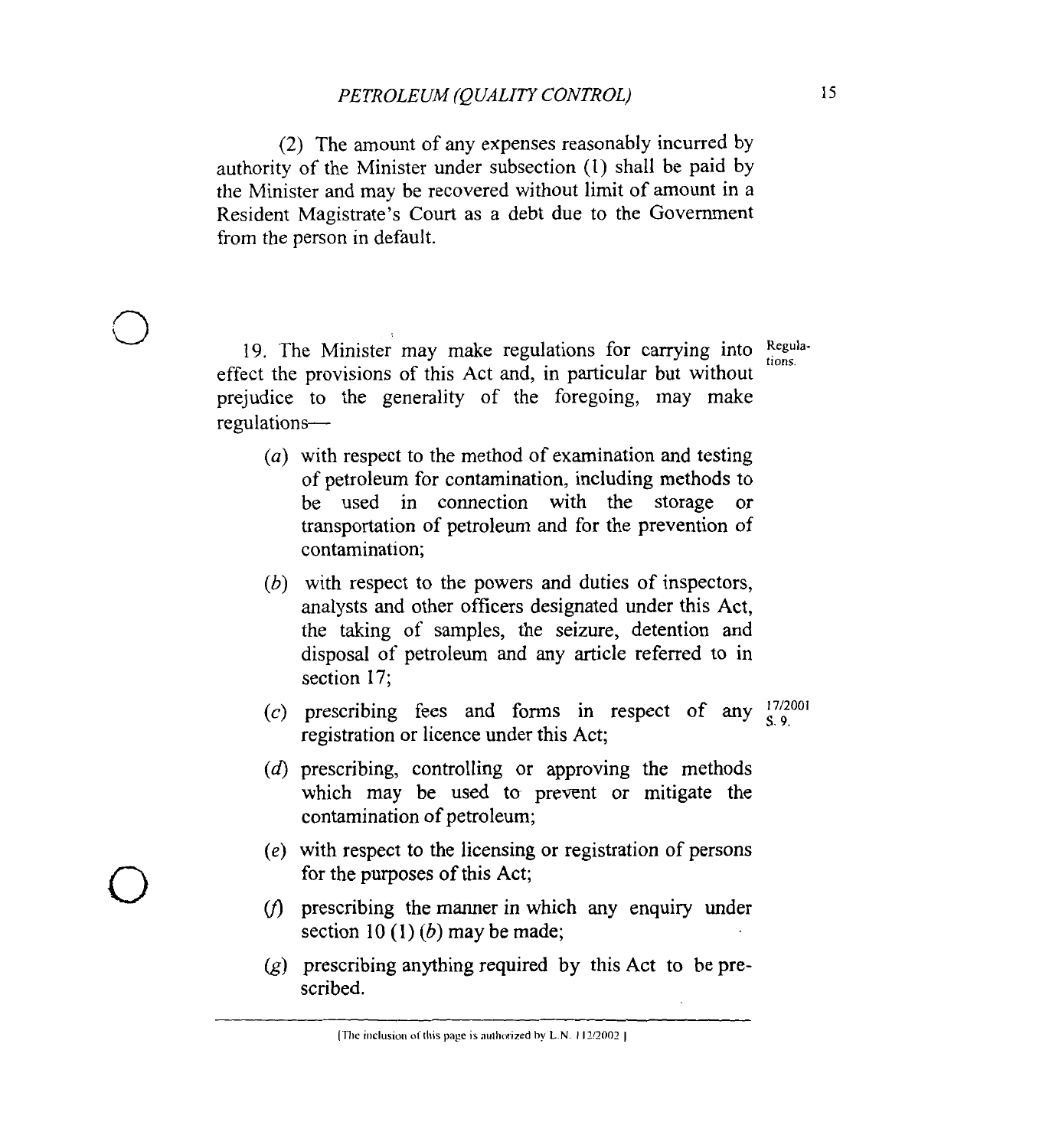(2) The amount of any expenses reasonably incurred by authority of the Minister under subsection (1) shall be paid by the Minister and may be recovered without limit of amount in a Resident Magistrate's Court as a debt due to the Government from the person in default.

Regulations.

19. The Minister may make regulations for carrying into effect the provisions of this Act and, in particular but without prejudice to the generality of the foregoing, may make regulations—

(*a*) with respect to the method of examination and testing of petroleum for contamination, including methods to be used in connection with the storage or transportation of petroleum and for the prevention of contamination;

(*b*) with respect to the powers and duties of inspectors, analysts and other officers designated under this Act, the taking of samples, the seizure, detention and disposal of petroleum and any article referred to in section 17;

17/2001 S. 9.

(*c*) prescribing fees and forms in respect of any registration or licence under this Act;

(*d*) prescribing, controlling or approving the methods which may be used to prevent or mitigate the contamination of petroleum;

(*e*) with respect to the licensing or registration of persons for the purposes of this Act;

(*f*) prescribing the manner in which any enquiry under section 10 (1) (*b*) may be made;

(*g*) prescribing anything required by this Act to be prescribed.

[The inclusion of this page is authorized by L.N. 112/2002]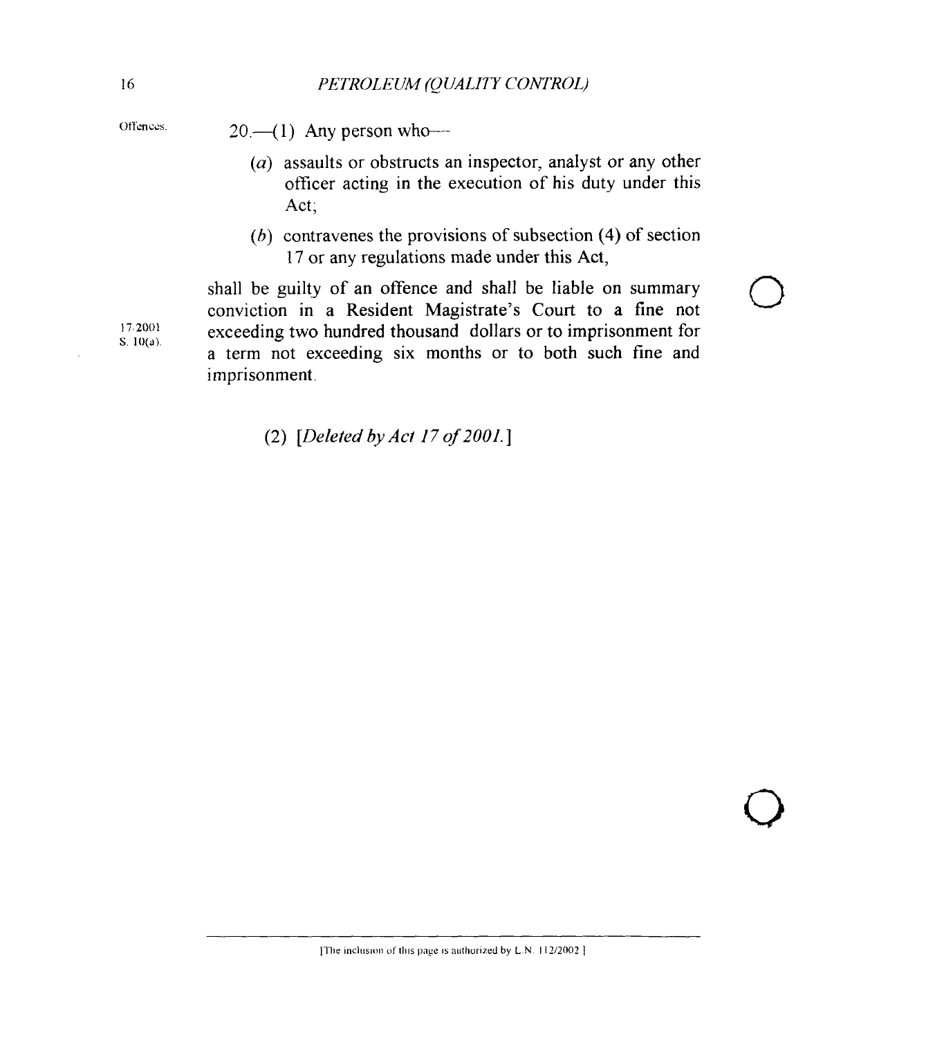Offences.

20.—(1) Any person who—

(*a*) assaults or obstructs an inspector, analyst or any other officer acting in the execution of his duty under this Act;

(*b*) contravenes the provisions of subsection (4) of section 17 or any regulations made under this Act,

shall be guilty of an offence and shall be liable on summary conviction in a Resident Magistrate's Court to a fine not exceeding two hundred thousand dollars or to imprisonment for a term not exceeding six months or to both such fine and imprisonment.

17/2001 S. 10(a).

(2) [*Deleted by Act 17 of 2001.*]

[The inclusion of this page is authorized by L.N. 112/2002.]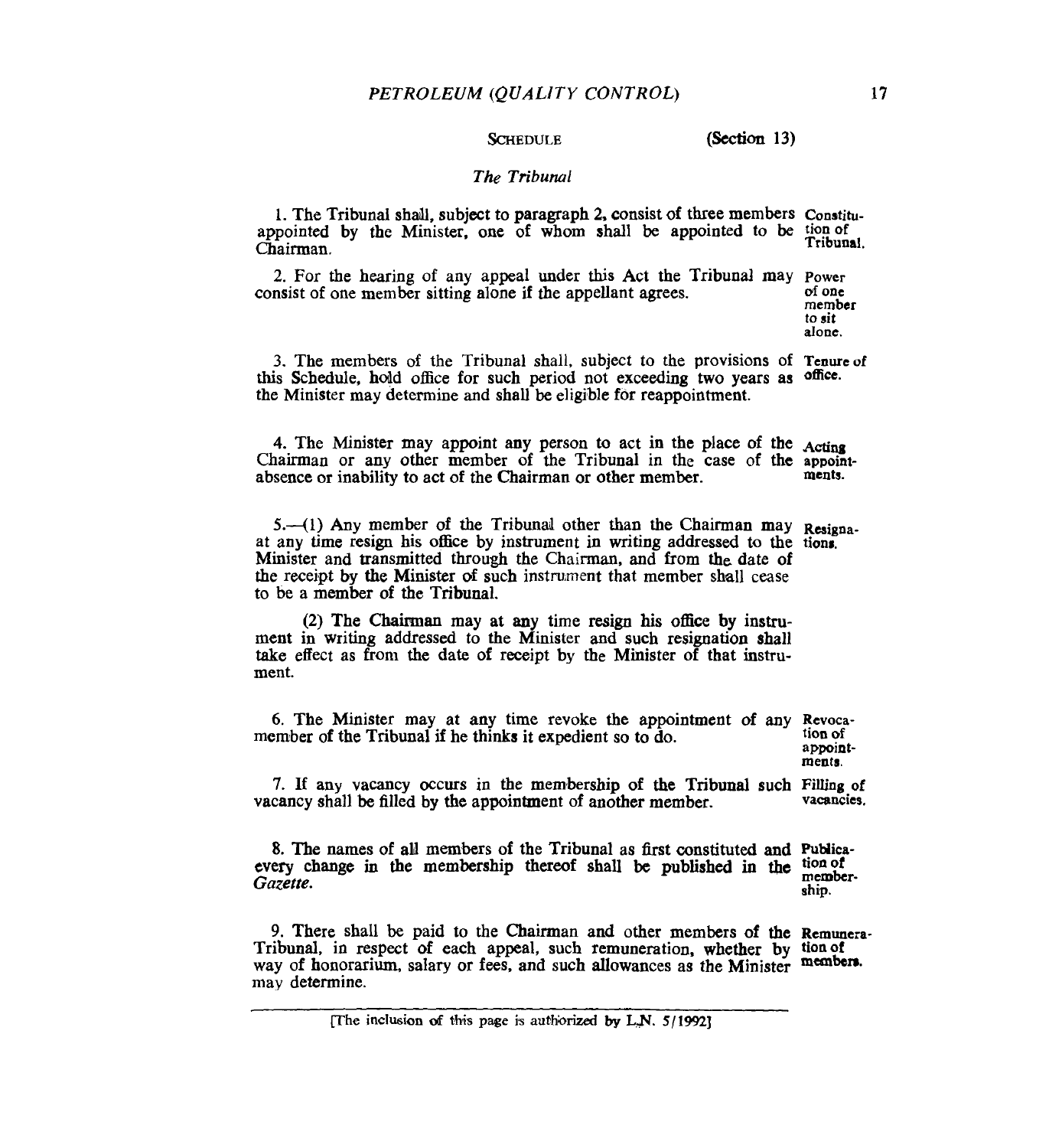SCHEDULE (Section 13)

*The Tribunal*

1. The Tribunal shall, subject to paragraph 2, consist of three members appointed by the Minister, one of whom shall be appointed to be Chairman. **Constitution of Tribunal.**

2. For the hearing of any appeal under this Act the Tribunal may consist of one member sitting alone if the appellant agrees. **Power of one member to sit alone.**

3. The members of the Tribunal shall, subject to the provisions of this Schedule, hold office for such period not exceeding two years as the Minister may determine and shall be eligible for reappointment. **Tenure of office.**

4. The Minister may appoint any person to act in the place of the Chairman or any other member of the Tribunal in the case of the absence or inability to act of the Chairman or other member. **Acting appointments.**

5.—(1) Any member of the Tribunal other than the Chairman may at any time resign his office by instrument in writing addressed to the Minister and transmitted through the Chairman, and from the date of the receipt by the Minister of such instrument that member shall cease to be a member of the Tribunal. **Resignations.**

(2) The Chairman may at any time resign his office by instrument in writing addressed to the Minister and such resignation shall take effect as from the date of receipt by the Minister of that instrument.

6. The Minister may at any time revoke the appointment of any member of the Tribunal if he thinks it expedient so to do. **Revocation of appointments.**

7. If any vacancy occurs in the membership of the Tribunal such vacancy shall be filled by the appointment of another member. **Filling of vacancies.**

8. The names of all members of the Tribunal as first constituted and every change in the membership thereof shall be published in the *Gazette*. **Publication of membership.**

9. There shall be paid to the Chairman and other members of the Tribunal, in respect of each appeal, such remuneration, whether by way of honorarium, salary or fees, and such allowances as the Minister may determine. **Remuneration of members.**

[The inclusion of this page is authorized by L.N. 5/1992]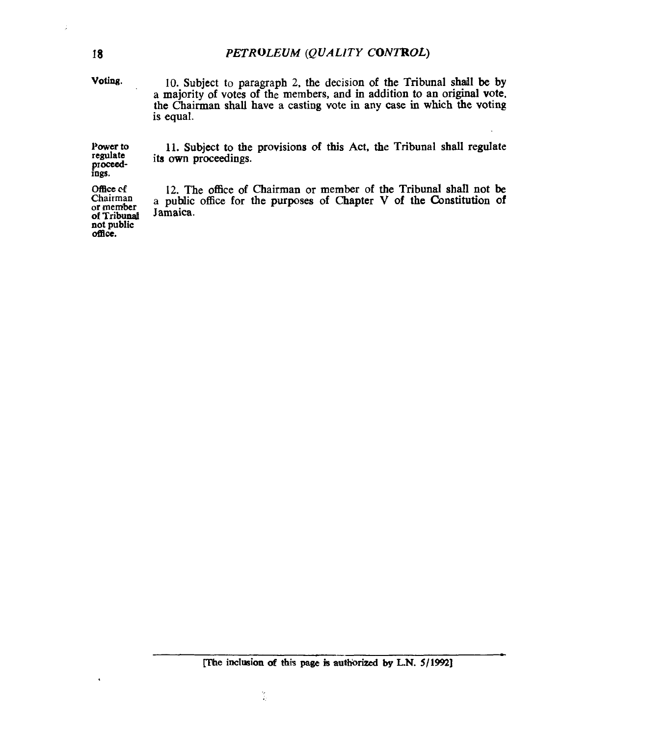Voting.

10. Subject to paragraph 2, the decision of the Tribunal shall be by a majority of votes of the members, and in addition to an original vote, the Chairman shall have a casting vote in any case in which the voting is equal.

Power to regulate proceedings.

11. Subject to the provisions of this Act, the Tribunal shall regulate its own proceedings.

Office of Chairman or member of Tribunal not public office.

12. The office of Chairman or member of the Tribunal shall not be a public office for the purposes of Chapter V of the Constitution of Jamaica.

[The inclusion of this page is authorized by L.N. 5/1992]